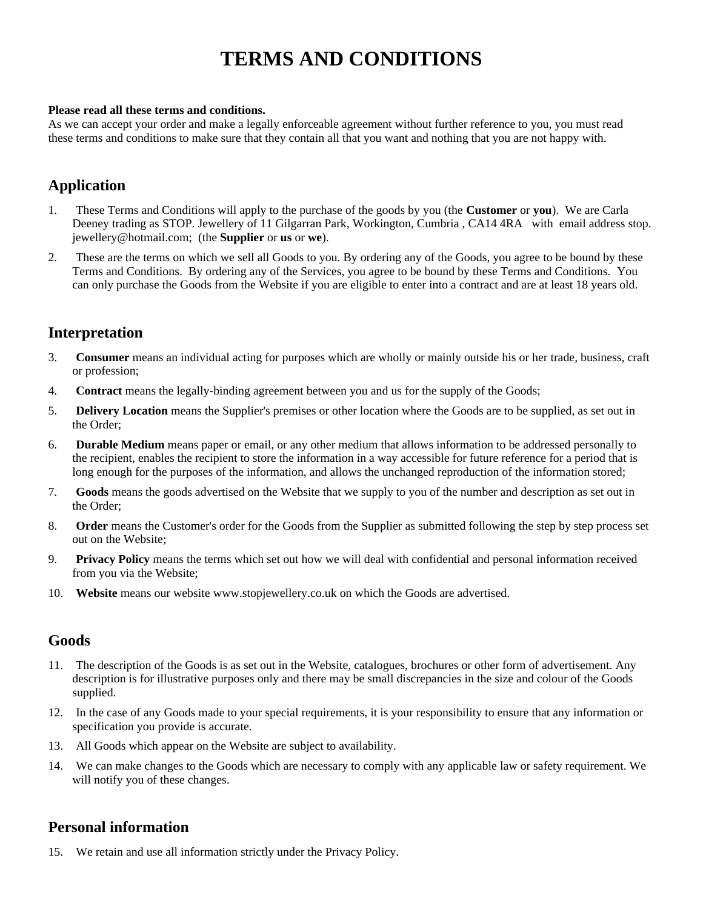# TERMS AND CONDITIONS

**Please read all these terms and conditions.**
As we can accept your order and make a legally enforceable agreement without further reference to you, you must read these terms and conditions to make sure that they contain all that you want and nothing that you are not happy with.

## Application

1. These Terms and Conditions will apply to the purchase of the goods by you (the **Customer** or **you**). We are Carla Deeney trading as STOP. Jewellery of 11 Gilgarran Park, Workington, Cumbria , CA14 4RA with email address stop. jewellery@hotmail.com; (the **Supplier** or **us** or **we**).
2. These are the terms on which we sell all Goods to you. By ordering any of the Goods, you agree to be bound by these Terms and Conditions. By ordering any of the Services, you agree to be bound by these Terms and Conditions. You can only purchase the Goods from the Website if you are eligible to enter into a contract and are at least 18 years old.

## Interpretation

3. **Consumer** means an individual acting for purposes which are wholly or mainly outside his or her trade, business, craft or profession;
4. **Contract** means the legally-binding agreement between you and us for the supply of the Goods;
5. **Delivery Location** means the Supplier's premises or other location where the Goods are to be supplied, as set out in the Order;
6. **Durable Medium** means paper or email, or any other medium that allows information to be addressed personally to the recipient, enables the recipient to store the information in a way accessible for future reference for a period that is long enough for the purposes of the information, and allows the unchanged reproduction of the information stored;
7. **Goods** means the goods advertised on the Website that we supply to you of the number and description as set out in the Order;
8. **Order** means the Customer's order for the Goods from the Supplier as submitted following the step by step process set out on the Website;
9. **Privacy Policy** means the terms which set out how we will deal with confidential and personal information received from you via the Website;
10. **Website** means our website www.stopjewellery.co.uk on which the Goods are advertised.

## Goods

11. The description of the Goods is as set out in the Website, catalogues, brochures or other form of advertisement. Any description is for illustrative purposes only and there may be small discrepancies in the size and colour of the Goods supplied.
12. In the case of any Goods made to your special requirements, it is your responsibility to ensure that any information or specification you provide is accurate.
13. All Goods which appear on the Website are subject to availability.
14. We can make changes to the Goods which are necessary to comply with any applicable law or safety requirement. We will notify you of these changes.

## Personal information

15. We retain and use all information strictly under the Privacy Policy.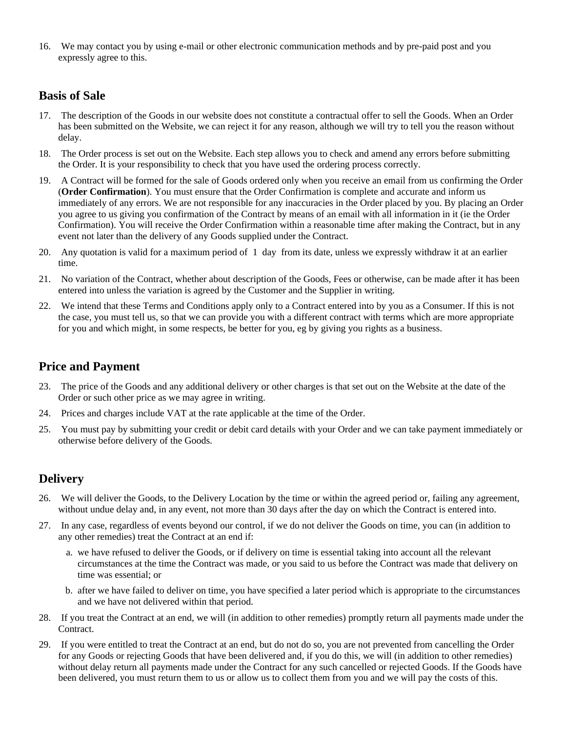16. We may contact you by using e-mail or other electronic communication methods and by pre-paid post and you expressly agree to this.

## Basis of Sale

17. The description of the Goods in our website does not constitute a contractual offer to sell the Goods. When an Order has been submitted on the Website, we can reject it for any reason, although we will try to tell you the reason without delay.
18. The Order process is set out on the Website. Each step allows you to check and amend any errors before submitting the Order. It is your responsibility to check that you have used the ordering process correctly.
19. A Contract will be formed for the sale of Goods ordered only when you receive an email from us confirming the Order (**Order Confirmation**). You must ensure that the Order Confirmation is complete and accurate and inform us immediately of any errors. We are not responsible for any inaccuracies in the Order placed by you. By placing an Order you agree to us giving you confirmation of the Contract by means of an email with all information in it (ie the Order Confirmation). You will receive the Order Confirmation within a reasonable time after making the Contract, but in any event not later than the delivery of any Goods supplied under the Contract.
20. Any quotation is valid for a maximum period of 1 day from its date, unless we expressly withdraw it at an earlier time.
21. No variation of the Contract, whether about description of the Goods, Fees or otherwise, can be made after it has been entered into unless the variation is agreed by the Customer and the Supplier in writing.
22. We intend that these Terms and Conditions apply only to a Contract entered into by you as a Consumer. If this is not the case, you must tell us, so that we can provide you with a different contract with terms which are more appropriate for you and which might, in some respects, be better for you, eg by giving you rights as a business.

## Price and Payment

23. The price of the Goods and any additional delivery or other charges is that set out on the Website at the date of the Order or such other price as we may agree in writing.
24. Prices and charges include VAT at the rate applicable at the time of the Order.
25. You must pay by submitting your credit or debit card details with your Order and we can take payment immediately or otherwise before delivery of the Goods.

## Delivery

26. We will deliver the Goods, to the Delivery Location by the time or within the agreed period or, failing any agreement, without undue delay and, in any event, not more than 30 days after the day on which the Contract is entered into.
27. In any case, regardless of events beyond our control, if we do not deliver the Goods on time, you can (in addition to any other remedies) treat the Contract at an end if:
    a. we have refused to deliver the Goods, or if delivery on time is essential taking into account all the relevant circumstances at the time the Contract was made, or you said to us before the Contract was made that delivery on time was essential; or
    b. after we have failed to deliver on time, you have specified a later period which is appropriate to the circumstances and we have not delivered within that period.
28. If you treat the Contract at an end, we will (in addition to other remedies) promptly return all payments made under the Contract.
29. If you were entitled to treat the Contract at an end, but do not do so, you are not prevented from cancelling the Order for any Goods or rejecting Goods that have been delivered and, if you do this, we will (in addition to other remedies) without delay return all payments made under the Contract for any such cancelled or rejected Goods. If the Goods have been delivered, you must return them to us or allow us to collect them from you and we will pay the costs of this.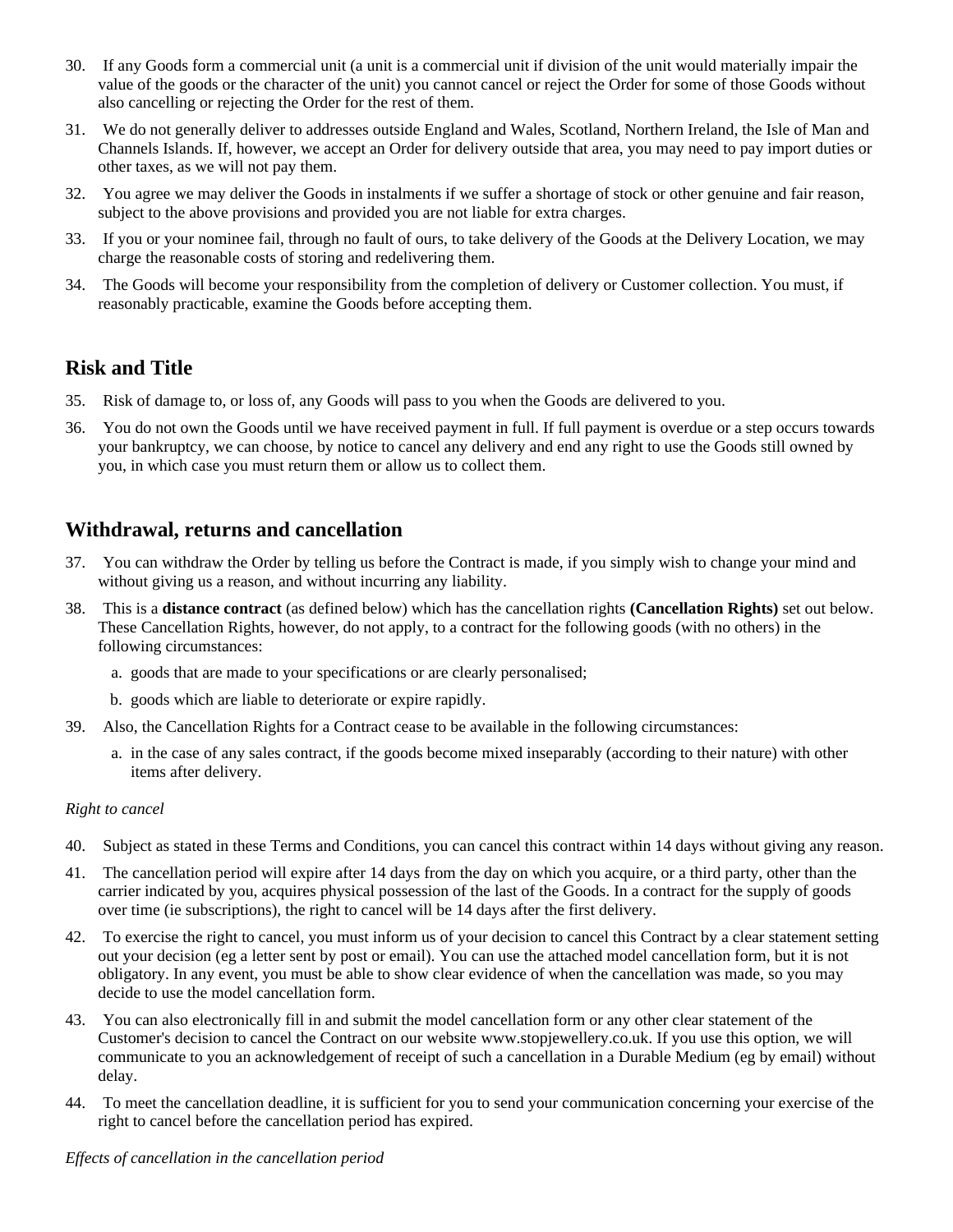30. If any Goods form a commercial unit (a unit is a commercial unit if division of the unit would materially impair the value of the goods or the character of the unit) you cannot cancel or reject the Order for some of those Goods without also cancelling or rejecting the Order for the rest of them.

31. We do not generally deliver to addresses outside England and Wales, Scotland, Northern Ireland, the Isle of Man and Channels Islands. If, however, we accept an Order for delivery outside that area, you may need to pay import duties or other taxes, as we will not pay them.

32. You agree we may deliver the Goods in instalments if we suffer a shortage of stock or other genuine and fair reason, subject to the above provisions and provided you are not liable for extra charges.

33. If you or your nominee fail, through no fault of ours, to take delivery of the Goods at the Delivery Location, we may charge the reasonable costs of storing and redelivering them.

34. The Goods will become your responsibility from the completion of delivery or Customer collection. You must, if reasonably practicable, examine the Goods before accepting them.

## Risk and Title

35. Risk of damage to, or loss of, any Goods will pass to you when the Goods are delivered to you.

36. You do not own the Goods until we have received payment in full. If full payment is overdue or a step occurs towards your bankruptcy, we can choose, by notice to cancel any delivery and end any right to use the Goods still owned by you, in which case you must return them or allow us to collect them.

## Withdrawal, returns and cancellation

37. You can withdraw the Order by telling us before the Contract is made, if you simply wish to change your mind and without giving us a reason, and without incurring any liability.

38. This is a **distance contract** (as defined below) which has the cancellation rights **(Cancellation Rights)** set out below. These Cancellation Rights, however, do not apply, to a contract for the following goods (with no others) in the following circumstances:

    a. goods that are made to your specifications or are clearly personalised;

    b. goods which are liable to deteriorate or expire rapidly.

39. Also, the Cancellation Rights for a Contract cease to be available in the following circumstances:

    a. in the case of any sales contract, if the goods become mixed inseparably (according to their nature) with other items after delivery.

*Right to cancel*

40. Subject as stated in these Terms and Conditions, you can cancel this contract within 14 days without giving any reason.

41. The cancellation period will expire after 14 days from the day on which you acquire, or a third party, other than the carrier indicated by you, acquires physical possession of the last of the Goods. In a contract for the supply of goods over time (ie subscriptions), the right to cancel will be 14 days after the first delivery.

42. To exercise the right to cancel, you must inform us of your decision to cancel this Contract by a clear statement setting out your decision (eg a letter sent by post or email). You can use the attached model cancellation form, but it is not obligatory. In any event, you must be able to show clear evidence of when the cancellation was made, so you may decide to use the model cancellation form.

43. You can also electronically fill in and submit the model cancellation form or any other clear statement of the Customer's decision to cancel the Contract on our website www.stopjewellery.co.uk. If you use this option, we will communicate to you an acknowledgement of receipt of such a cancellation in a Durable Medium (eg by email) without delay.

44. To meet the cancellation deadline, it is sufficient for you to send your communication concerning your exercise of the right to cancel before the cancellation period has expired.

*Effects of cancellation in the cancellation period*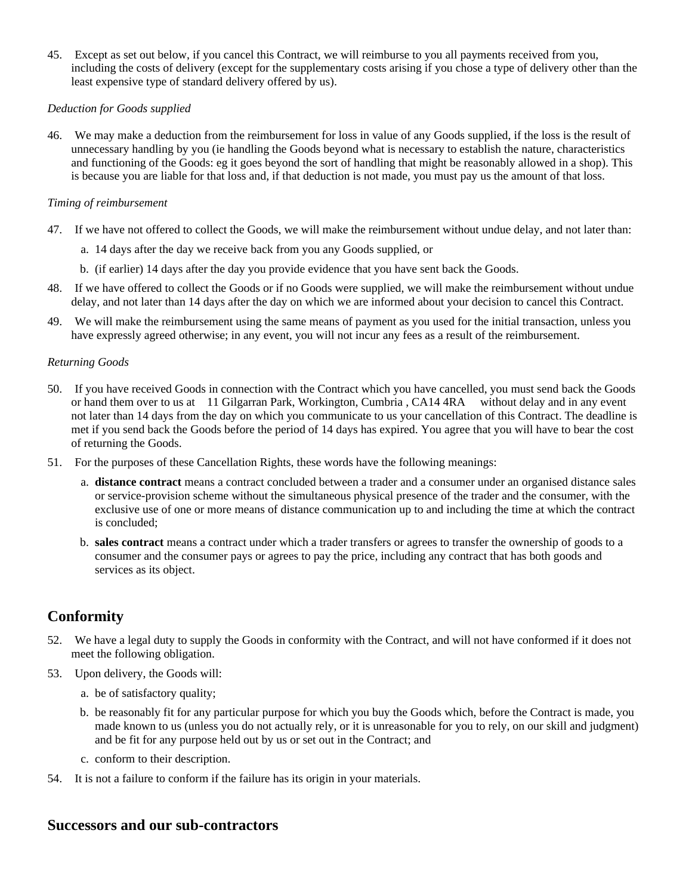45. Except as set out below, if you cancel this Contract, we will reimburse to you all payments received from you, including the costs of delivery (except for the supplementary costs arising if you chose a type of delivery other than the least expensive type of standard delivery offered by us).

*Deduction for Goods supplied*

46. We may make a deduction from the reimbursement for loss in value of any Goods supplied, if the loss is the result of unnecessary handling by you (ie handling the Goods beyond what is necessary to establish the nature, characteristics and functioning of the Goods: eg it goes beyond the sort of handling that might be reasonably allowed in a shop). This is because you are liable for that loss and, if that deduction is not made, you must pay us the amount of that loss.

*Timing of reimbursement*

47. If we have not offered to collect the Goods, we will make the reimbursement without undue delay, and not later than:
    a. 14 days after the day we receive back from you any Goods supplied, or
    b. (if earlier) 14 days after the day you provide evidence that you have sent back the Goods.
48. If we have offered to collect the Goods or if no Goods were supplied, we will make the reimbursement without undue delay, and not later than 14 days after the day on which we are informed about your decision to cancel this Contract.
49. We will make the reimbursement using the same means of payment as you used for the initial transaction, unless you have expressly agreed otherwise; in any event, you will not incur any fees as a result of the reimbursement.

*Returning Goods*

50. If you have received Goods in connection with the Contract which you have cancelled, you must send back the Goods or hand them over to us at 11 Gilgarran Park, Workington, Cumbria , CA14 4RA without delay and in any event not later than 14 days from the day on which you communicate to us your cancellation of this Contract. The deadline is met if you send back the Goods before the period of 14 days has expired. You agree that you will have to bear the cost of returning the Goods.
51. For the purposes of these Cancellation Rights, these words have the following meanings:
    a. **distance contract** means a contract concluded between a trader and a consumer under an organised distance sales or service-provision scheme without the simultaneous physical presence of the trader and the consumer, with the exclusive use of one or more means of distance communication up to and including the time at which the contract is concluded;
    b. **sales contract** means a contract under which a trader transfers or agrees to transfer the ownership of goods to a consumer and the consumer pays or agrees to pay the price, including any contract that has both goods and services as its object.

## Conformity

52. We have a legal duty to supply the Goods in conformity with the Contract, and will not have conformed if it does not meet the following obligation.
53. Upon delivery, the Goods will:
    a. be of satisfactory quality;
    b. be reasonably fit for any particular purpose for which you buy the Goods which, before the Contract is made, you made known to us (unless you do not actually rely, or it is unreasonable for you to rely, on our skill and judgment) and be fit for any purpose held out by us or set out in the Contract; and
    c. conform to their description.
54. It is not a failure to conform if the failure has its origin in your materials.

## Successors and our sub-contractors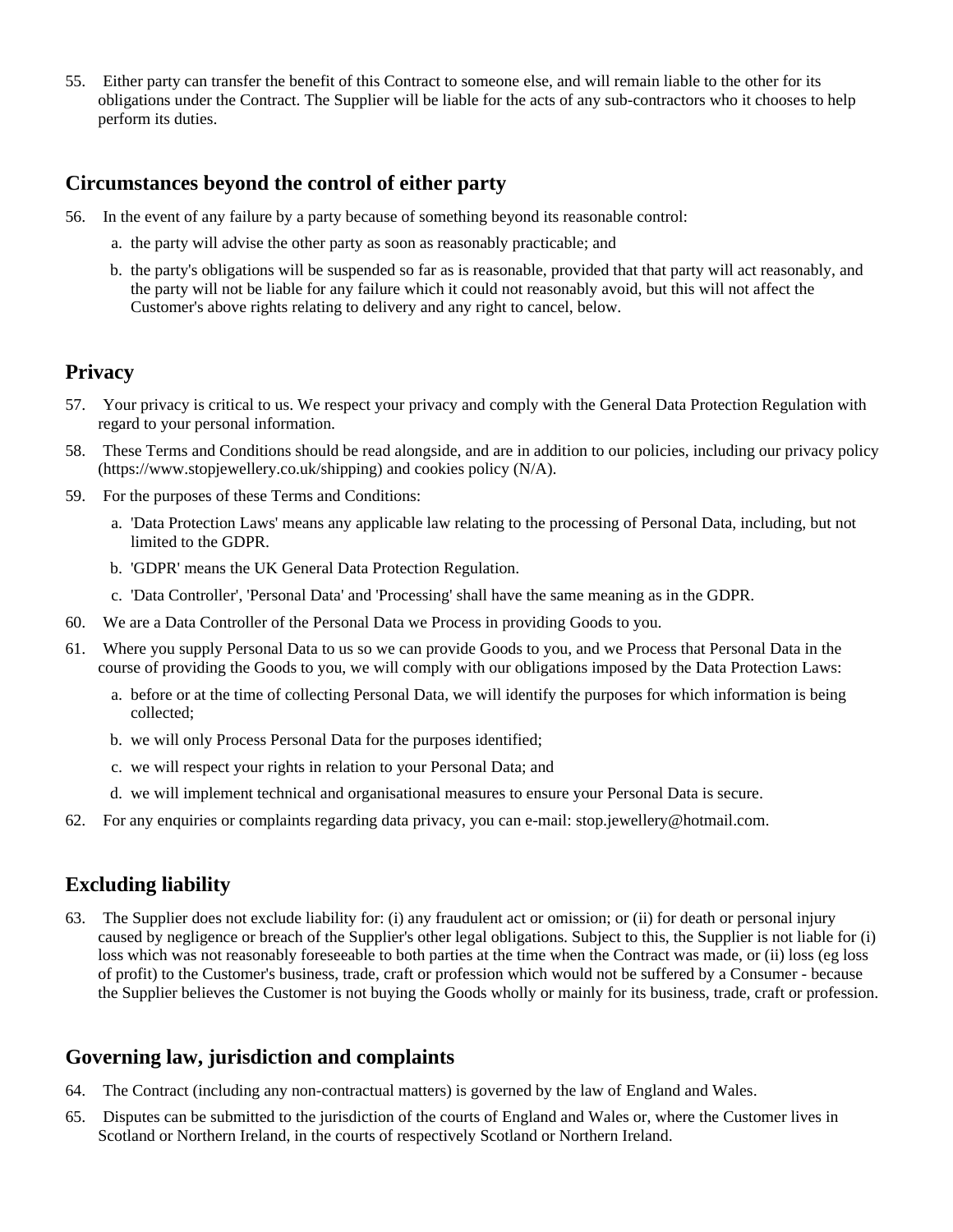55. Either party can transfer the benefit of this Contract to someone else, and will remain liable to the other for its obligations under the Contract. The Supplier will be liable for the acts of any sub-contractors who it chooses to help perform its duties.

## Circumstances beyond the control of either party

56. In the event of any failure by a party because of something beyond its reasonable control:
    a. the party will advise the other party as soon as reasonably practicable; and
    b. the party's obligations will be suspended so far as is reasonable, provided that that party will act reasonably, and the party will not be liable for any failure which it could not reasonably avoid, but this will not affect the Customer's above rights relating to delivery and any right to cancel, below.

## Privacy

57. Your privacy is critical to us. We respect your privacy and comply with the General Data Protection Regulation with regard to your personal information.
58. These Terms and Conditions should be read alongside, and are in addition to our policies, including our privacy policy (https://www.stopjewellery.co.uk/shipping) and cookies policy (N/A).
59. For the purposes of these Terms and Conditions:
    a. 'Data Protection Laws' means any applicable law relating to the processing of Personal Data, including, but not limited to the GDPR.
    b. 'GDPR' means the UK General Data Protection Regulation.
    c. 'Data Controller', 'Personal Data' and 'Processing' shall have the same meaning as in the GDPR.
60. We are a Data Controller of the Personal Data we Process in providing Goods to you.
61. Where you supply Personal Data to us so we can provide Goods to you, and we Process that Personal Data in the course of providing the Goods to you, we will comply with our obligations imposed by the Data Protection Laws:
    a. before or at the time of collecting Personal Data, we will identify the purposes for which information is being collected;
    b. we will only Process Personal Data for the purposes identified;
    c. we will respect your rights in relation to your Personal Data; and
    d. we will implement technical and organisational measures to ensure your Personal Data is secure.
62. For any enquiries or complaints regarding data privacy, you can e-mail: stop.jewellery@hotmail.com.

## Excluding liability

63. The Supplier does not exclude liability for: (i) any fraudulent act or omission; or (ii) for death or personal injury caused by negligence or breach of the Supplier's other legal obligations. Subject to this, the Supplier is not liable for (i) loss which was not reasonably foreseeable to both parties at the time when the Contract was made, or (ii) loss (eg loss of profit) to the Customer's business, trade, craft or profession which would not be suffered by a Consumer - because the Supplier believes the Customer is not buying the Goods wholly or mainly for its business, trade, craft or profession.

## Governing law, jurisdiction and complaints

64. The Contract (including any non-contractual matters) is governed by the law of England and Wales.
65. Disputes can be submitted to the jurisdiction of the courts of England and Wales or, where the Customer lives in Scotland or Northern Ireland, in the courts of respectively Scotland or Northern Ireland.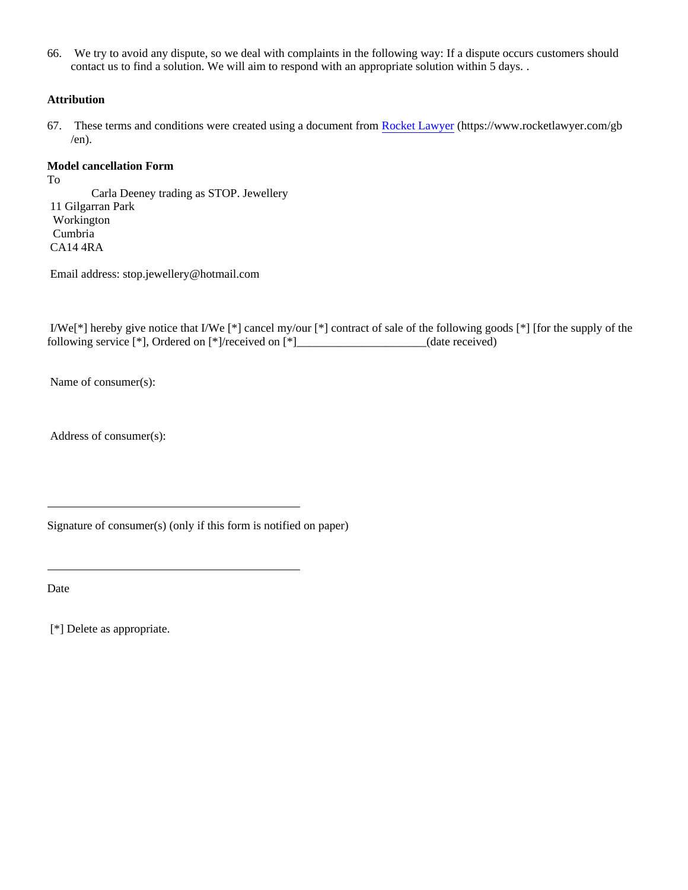66. We try to avoid any dispute, so we deal with complaints in the following way: If a dispute occurs customers should contact us to find a solution. We will aim to respond with an appropriate solution within 5 days. .

**Attribution**

67. These terms and conditions were created using a document from [Rocket Lawyer](https://www.rocketlawyer.com/gb/en) (https://www.rocketlawyer.com/gb/en).

**Model cancellation Form**

To

Carla Deeney trading as STOP. Jewellery  
11 Gilgarran Park  
Workington  
Cumbria  
CA14 4RA

Email address: stop.jewellery@hotmail.com

I/We[*] hereby give notice that I/We [*] cancel my/our [*] contract of sale of the following goods [*] [for the supply of the following service [*], Ordered on [*]/received on [*]______________________(date received)

Name of consumer(s):

Address of consumer(s):

___________________________________________

Signature of consumer(s) (only if this form is notified on paper)

___________________________________________

Date

[*] Delete as appropriate.